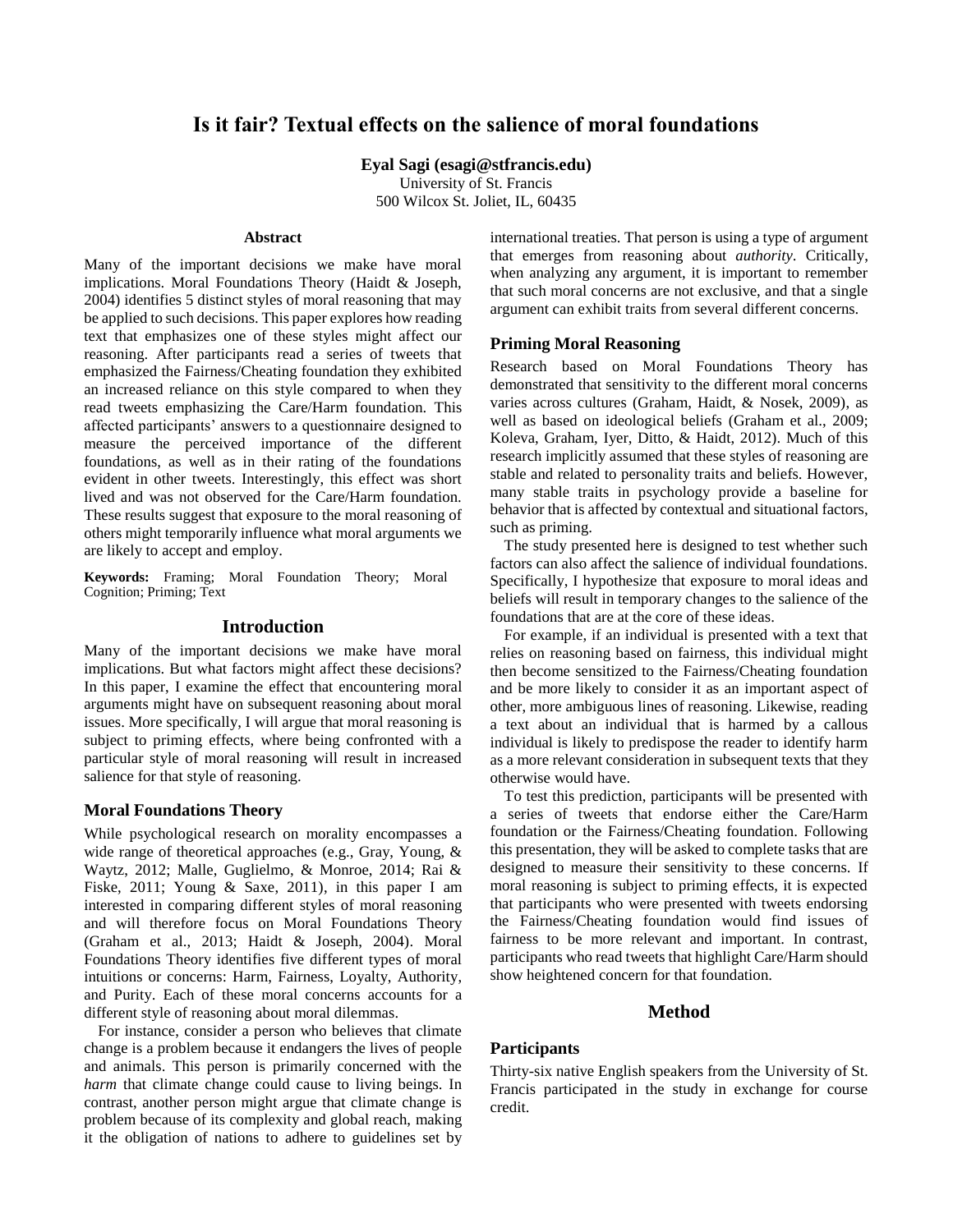# Is it fair? Textual effects on the salience of moral foundations

**Eyal Sagi (esagi@stfrancis.edu)**
University of St. Francis
500 Wilcox St. Joliet, IL, 60435

## Abstract

Many of the important decisions we make have moral implications. Moral Foundations Theory (Haidt & Joseph, 2004) identifies 5 distinct styles of moral reasoning that may be applied to such decisions. This paper explores how reading text that emphasizes one of these styles might affect our reasoning. After participants read a series of tweets that emphasized the Fairness/Cheating foundation they exhibited an increased reliance on this style compared to when they read tweets emphasizing the Care/Harm foundation. This affected participants' answers to a questionnaire designed to measure the perceived importance of the different foundations, as well as in their rating of the foundations evident in other tweets. Interestingly, this effect was short lived and was not observed for the Care/Harm foundation. These results suggest that exposure to the moral reasoning of others might temporarily influence what moral arguments we are likely to accept and employ.

**Keywords:** Framing; Moral Foundation Theory; Moral Cognition; Priming; Text

## Introduction

Many of the important decisions we make have moral implications. But what factors might affect these decisions? In this paper, I examine the effect that encountering moral arguments might have on subsequent reasoning about moral issues. More specifically, I will argue that moral reasoning is subject to priming effects, where being confronted with a particular style of moral reasoning will result in increased salience for that style of reasoning.

### Moral Foundations Theory

While psychological research on morality encompasses a wide range of theoretical approaches (e.g., Gray, Young, & Waytz, 2012; Malle, Guglielmo, & Monroe, 2014; Rai & Fiske, 2011; Young & Saxe, 2011), in this paper I am interested in comparing different styles of moral reasoning and will therefore focus on Moral Foundations Theory (Graham et al., 2013; Haidt & Joseph, 2004). Moral Foundations Theory identifies five different types of moral intuitions or concerns: Harm, Fairness, Loyalty, Authority, and Purity. Each of these moral concerns accounts for a different style of reasoning about moral dilemmas.

For instance, consider a person who believes that climate change is a problem because it endangers the lives of people and animals. This person is primarily concerned with the *harm* that climate change could cause to living beings. In contrast, another person might argue that climate change is problem because of its complexity and global reach, making it the obligation of nations to adhere to guidelines set by international treaties. That person is using a type of argument that emerges from reasoning about *authority*. Critically, when analyzing any argument, it is important to remember that such moral concerns are not exclusive, and that a single argument can exhibit traits from several different concerns.

### Priming Moral Reasoning

Research based on Moral Foundations Theory has demonstrated that sensitivity to the different moral concerns varies across cultures (Graham, Haidt, & Nosek, 2009), as well as based on ideological beliefs (Graham et al., 2009; Koleva, Graham, Iyer, Ditto, & Haidt, 2012). Much of this research implicitly assumed that these styles of reasoning are stable and related to personality traits and beliefs. However, many stable traits in psychology provide a baseline for behavior that is affected by contextual and situational factors, such as priming.

The study presented here is designed to test whether such factors can also affect the salience of individual foundations. Specifically, I hypothesize that exposure to moral ideas and beliefs will result in temporary changes to the salience of the foundations that are at the core of these ideas.

For example, if an individual is presented with a text that relies on reasoning based on fairness, this individual might then become sensitized to the Fairness/Cheating foundation and be more likely to consider it as an important aspect of other, more ambiguous lines of reasoning. Likewise, reading a text about an individual that is harmed by a callous individual is likely to predispose the reader to identify harm as a more relevant consideration in subsequent texts that they otherwise would have.

To test this prediction, participants will be presented with a series of tweets that endorse either the Care/Harm foundation or the Fairness/Cheating foundation. Following this presentation, they will be asked to complete tasks that are designed to measure their sensitivity to these concerns. If moral reasoning is subject to priming effects, it is expected that participants who were presented with tweets endorsing the Fairness/Cheating foundation would find issues of fairness to be more relevant and important. In contrast, participants who read tweets that highlight Care/Harm should show heightened concern for that foundation.

## Method

### Participants

Thirty-six native English speakers from the University of St. Francis participated in the study in exchange for course credit.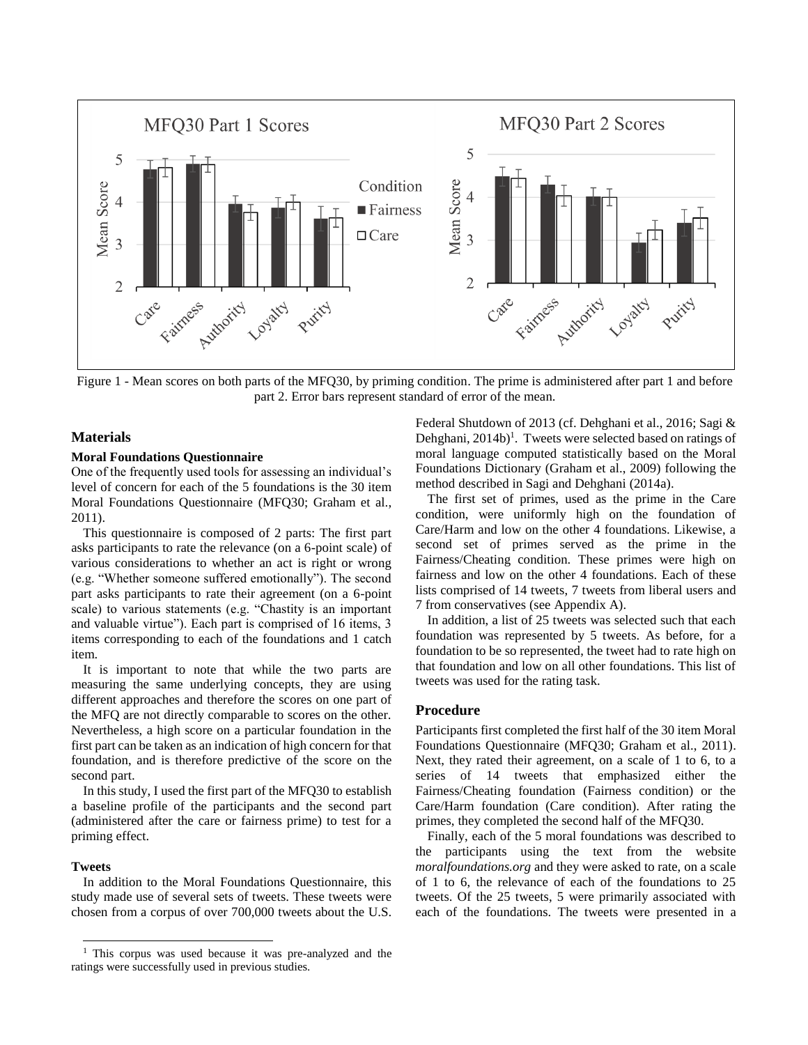Figure 1 - Mean scores on both parts of the MFQ30, by priming condition. The prime is administered after part 1 and before part 2. Error bars represent standard of error of the mean.

## Materials

### Moral Foundations Questionnaire

One of the frequently used tools for assessing an individual's level of concern for each of the 5 foundations is the 30 item Moral Foundations Questionnaire (MFQ30; Graham et al., 2011).

This questionnaire is composed of 2 parts: The first part asks participants to rate the relevance (on a 6-point scale) of various considerations to whether an act is right or wrong (e.g. "Whether someone suffered emotionally"). The second part asks participants to rate their agreement (on a 6-point scale) to various statements (e.g. "Chastity is an important and valuable virtue"). Each part is comprised of 16 items, 3 items corresponding to each of the foundations and 1 catch item.

It is important to note that while the two parts are measuring the same underlying concepts, they are using different approaches and therefore the scores on one part of the MFQ are not directly comparable to scores on the other. Nevertheless, a high score on a particular foundation in the first part can be taken as an indication of high concern for that foundation, and is therefore predictive of the score on the second part.

In this study, I used the first part of the MFQ30 to establish a baseline profile of the participants and the second part (administered after the care or fairness prime) to test for a priming effect.

### Tweets

In addition to the Moral Foundations Questionnaire, this study made use of several sets of tweets. These tweets were chosen from a corpus of over 700,000 tweets about the U.S. Federal Shutdown of 2013 (cf. Dehghani et al., 2016; Sagi & Dehghani, 2014b)[1]. Tweets were selected based on ratings of moral language computed statistically based on the Moral Foundations Dictionary (Graham et al., 2009) following the method described in Sagi and Dehghani (2014a).

The first set of primes, used as the prime in the Care condition, were uniformly high on the foundation of Care/Harm and low on the other 4 foundations. Likewise, a second set of primes served as the prime in the Fairness/Cheating condition. These primes were high on fairness and low on the other 4 foundations. Each of these lists comprised of 14 tweets, 7 tweets from liberal users and 7 from conservatives (see Appendix A).

In addition, a list of 25 tweets was selected such that each foundation was represented by 5 tweets. As before, for a foundation to be so represented, the tweet had to rate high on that foundation and low on all other foundations. This list of tweets was used for the rating task.

## Procedure

Participants first completed the first half of the 30 item Moral Foundations Questionnaire (MFQ30; Graham et al., 2011). Next, they rated their agreement, on a scale of 1 to 6, to a series of 14 tweets that emphasized either the Fairness/Cheating foundation (Fairness condition) or the Care/Harm foundation (Care condition). After rating the primes, they completed the second half of the MFQ30.

Finally, each of the 5 moral foundations was described to the participants using the text from the website *moralfoundations.org* and they were asked to rate, on a scale of 1 to 6, the relevance of each of the foundations to 25 tweets. Of the 25 tweets, 5 were primarily associated with each of the foundations. The tweets were presented in a

[1] This corpus was used because it was pre-analyzed and the ratings were successfully used in previous studies.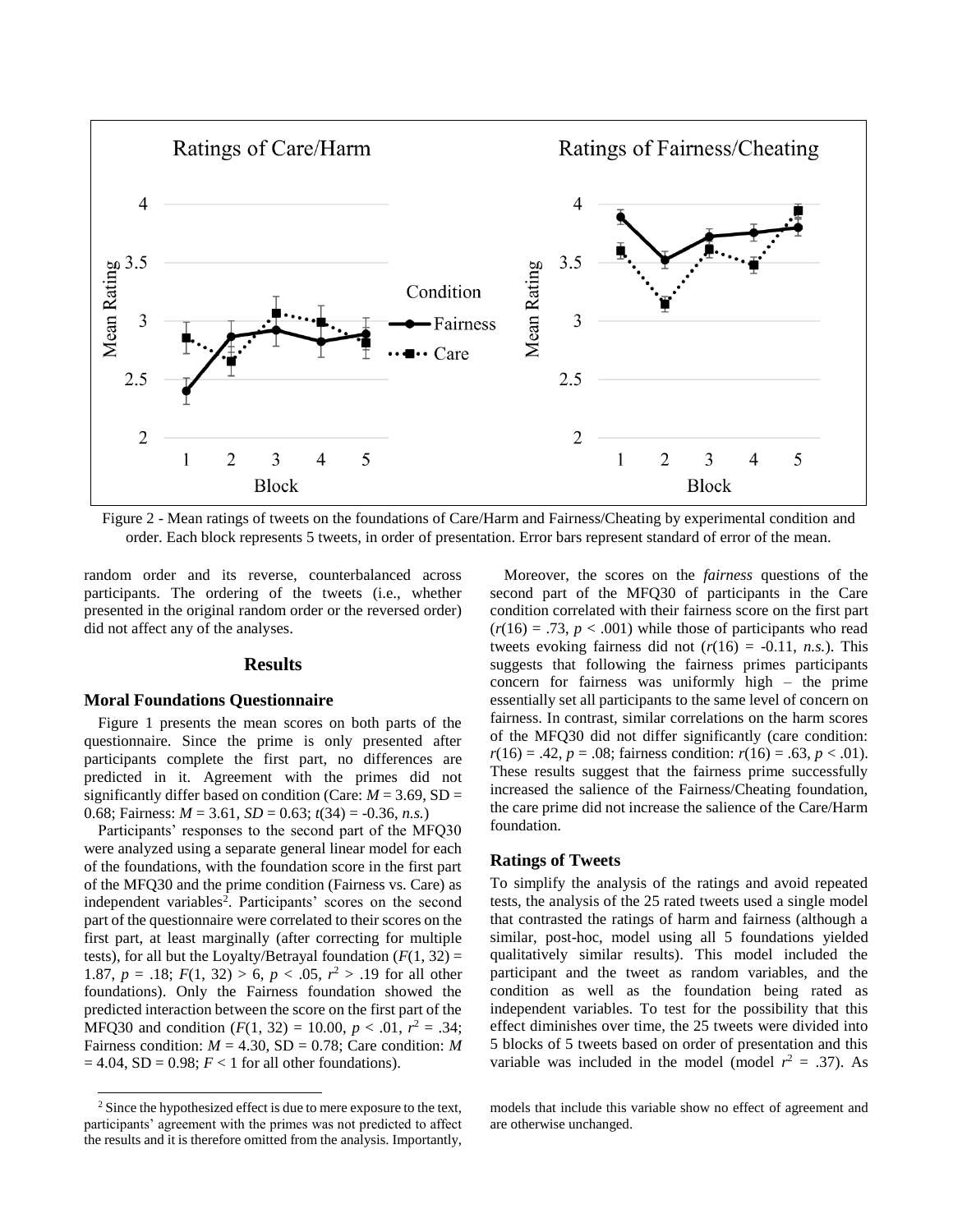Figure 2 - Mean ratings of tweets on the foundations of Care/Harm and Fairness/Cheating by experimental condition and order. Each block represents 5 tweets, in order of presentation. Error bars represent standard of error of the mean.

random order and its reverse, counterbalanced across participants. The ordering of the tweets (i.e., whether presented in the original random order or the reversed order) did not affect any of the analyses.

## Results

### Moral Foundations Questionnaire

Figure 1 presents the mean scores on both parts of the questionnaire. Since the prime is only presented after participants complete the first part, no differences are predicted in it. Agreement with the primes did not significantly differ based on condition (Care: $M$ = 3.69, SD = 0.68; Fairness: $M$ = 3.61, $SD$ = 0.63; $t(34) = -0.36$, *n.s.*)

Participants' responses to the second part of the MFQ30 were analyzed using a separate general linear model for each of the foundations, with the foundation score in the first part of the MFQ30 and the prime condition (Fairness vs. Care) as independent variables[2]. Participants' scores on the second part of the questionnaire were correlated to their scores on the first part, at least marginally (after correcting for multiple tests), for all but the Loyalty/Betrayal foundation ($F(1, 32) = 1.87$, $p$ = .18; $F(1, 32) > 6$, $p < .05$, $r^2 > .19$ for all other foundations). Only the Fairness foundation showed the predicted interaction between the score on the first part of the MFQ30 and condition ($F(1, 32) = 10.00$, $p < .01$, $r^2 = .34$; Fairness condition: $M$ = 4.30, SD = 0.78; Care condition: $M$ = 4.04, SD = 0.98; $F < 1$ for all other foundations).

Moreover, the scores on the *fairness* questions of the second part of the MFQ30 of participants in the Care condition correlated with their fairness score on the first part ($r(16) = .73$, $p < .001$) while those of participants who read tweets evoking fairness did not ($r(16) = -0.11$, *n.s.*). This suggests that following the fairness primes participants concern for fairness was uniformly high – the prime essentially set all participants to the same level of concern on fairness. In contrast, similar correlations on the harm scores of the MFQ30 did not differ significantly (care condition: $r(16) = .42$, $p = .08$; fairness condition: $r(16) = .63$, $p < .01$). These results suggest that the fairness prime successfully increased the salience of the Fairness/Cheating foundation, the care prime did not increase the salience of the Care/Harm foundation.

### Ratings of Tweets

To simplify the analysis of the ratings and avoid repeated tests, the analysis of the 25 rated tweets used a single model that contrasted the ratings of harm and fairness (although a similar, post-hoc, model using all 5 foundations yielded qualitatively similar results). This model included the participant and the tweet as random variables, and the condition as well as the foundation being rated as independent variables. To test for the possibility that this effect diminishes over time, the 25 tweets were divided into 5 blocks of 5 tweets based on order of presentation and this variable was included in the model (model $r^2$ = .37). As

[2] Since the hypothesized effect is due to mere exposure to the text, participants' agreement with the primes was not predicted to affect the results and it is therefore omitted from the analysis. Importantly, models that include this variable show no effect of agreement and are otherwise unchanged.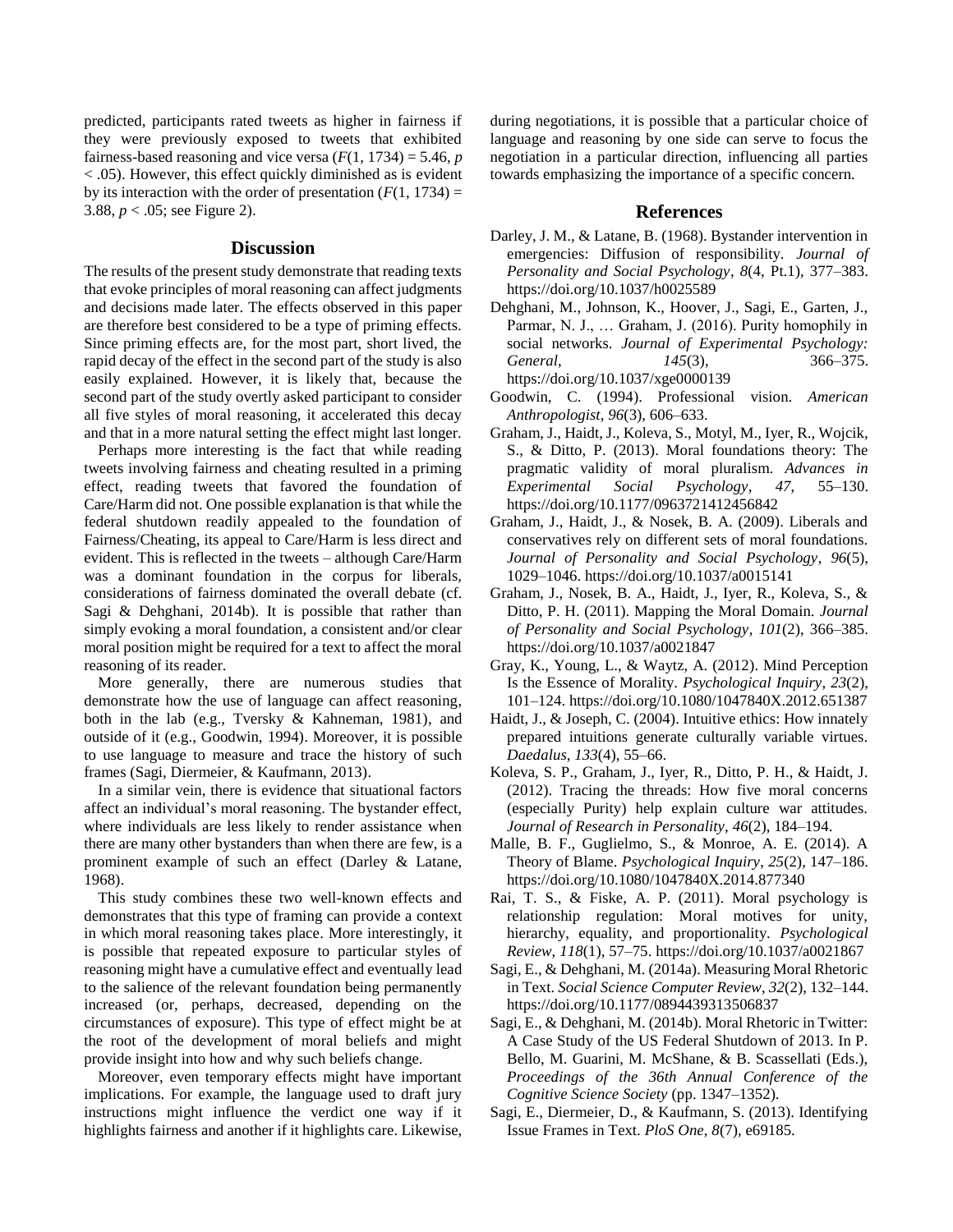predicted, participants rated tweets as higher in fairness if they were previously exposed to tweets that exhibited fairness-based reasoning and vice versa ($F(1, 1734) = 5.46$, $p < .05$). However, this effect quickly diminished as is evident by its interaction with the order of presentation ($F(1, 1734) = 3.88$, $p < .05$; see Figure 2).

## Discussion

The results of the present study demonstrate that reading texts that evoke principles of moral reasoning can affect judgments and decisions made later. The effects observed in this paper are therefore best considered to be a type of priming effects. Since priming effects are, for the most part, short lived, the rapid decay of the effect in the second part of the study is also easily explained. However, it is likely that, because the second part of the study overtly asked participant to consider all five styles of moral reasoning, it accelerated this decay and that in a more natural setting the effect might last longer.

Perhaps more interesting is the fact that while reading tweets involving fairness and cheating resulted in a priming effect, reading tweets that favored the foundation of Care/Harm did not. One possible explanation is that while the federal shutdown readily appealed to the foundation of Fairness/Cheating, its appeal to Care/Harm is less direct and evident. This is reflected in the tweets – although Care/Harm was a dominant foundation in the corpus for liberals, considerations of fairness dominated the overall debate (cf. Sagi & Dehghani, 2014b). It is possible that rather than simply evoking a moral foundation, a consistent and/or clear moral position might be required for a text to affect the moral reasoning of its reader.

More generally, there are numerous studies that demonstrate how the use of language can affect reasoning, both in the lab (e.g., Tversky & Kahneman, 1981), and outside of it (e.g., Goodwin, 1994). Moreover, it is possible to use language to measure and trace the history of such frames (Sagi, Diermeier, & Kaufmann, 2013).

In a similar vein, there is evidence that situational factors affect an individual's moral reasoning. The bystander effect, where individuals are less likely to render assistance when there are many other bystanders than when there are few, is a prominent example of such an effect (Darley & Latane, 1968).

This study combines these two well-known effects and demonstrates that this type of framing can provide a context in which moral reasoning takes place. More interestingly, it is possible that repeated exposure to particular styles of reasoning might have a cumulative effect and eventually lead to the salience of the relevant foundation being permanently increased (or, perhaps, decreased, depending on the circumstances of exposure). This type of effect might be at the root of the development of moral beliefs and might provide insight into how and why such beliefs change.

Moreover, even temporary effects might have important implications. For example, the language used to draft jury instructions might influence the verdict one way if it highlights fairness and another if it highlights care. Likewise, during negotiations, it is possible that a particular choice of language and reasoning by one side can serve to focus the negotiation in a particular direction, influencing all parties towards emphasizing the importance of a specific concern.

## References

Darley, J. M., & Latane, B. (1968). Bystander intervention in emergencies: Diffusion of responsibility. *Journal of Personality and Social Psychology*, *8*(4, Pt.1), 377–383. https://doi.org/10.1037/h0025589

Dehghani, M., Johnson, K., Hoover, J., Sagi, E., Garten, J., Parmar, N. J., … Graham, J. (2016). Purity homophily in social networks. *Journal of Experimental Psychology: General*, *145*(3), 366–375. https://doi.org/10.1037/xge0000139

Goodwin, C. (1994). Professional vision. *American Anthropologist*, *96*(3), 606–633.

Graham, J., Haidt, J., Koleva, S., Motyl, M., Iyer, R., Wojcik, S., & Ditto, P. (2013). Moral foundations theory: The pragmatic validity of moral pluralism. *Advances in Experimental Social Psychology*, *47*, 55–130. https://doi.org/10.1177/0963721412456842

Graham, J., Haidt, J., & Nosek, B. A. (2009). Liberals and conservatives rely on different sets of moral foundations. *Journal of Personality and Social Psychology*, *96*(5), 1029–1046. https://doi.org/10.1037/a0015141

Graham, J., Nosek, B. A., Haidt, J., Iyer, R., Koleva, S., & Ditto, P. H. (2011). Mapping the Moral Domain. *Journal of Personality and Social Psychology*, *101*(2), 366–385. https://doi.org/10.1037/a0021847

Gray, K., Young, L., & Waytz, A. (2012). Mind Perception Is the Essence of Morality. *Psychological Inquiry*, *23*(2), 101–124. https://doi.org/10.1080/1047840X.2012.651387

Haidt, J., & Joseph, C. (2004). Intuitive ethics: How innately prepared intuitions generate culturally variable virtues. *Daedalus*, *133*(4), 55–66.

Koleva, S. P., Graham, J., Iyer, R., Ditto, P. H., & Haidt, J. (2012). Tracing the threads: How five moral concerns (especially Purity) help explain culture war attitudes. *Journal of Research in Personality*, *46*(2), 184–194.

Malle, B. F., Guglielmo, S., & Monroe, A. E. (2014). A Theory of Blame. *Psychological Inquiry*, *25*(2), 147–186. https://doi.org/10.1080/1047840X.2014.877340

Rai, T. S., & Fiske, A. P. (2011). Moral psychology is relationship regulation: Moral motives for unity, hierarchy, equality, and proportionality. *Psychological Review*, *118*(1), 57–75. https://doi.org/10.1037/a0021867

Sagi, E., & Dehghani, M. (2014a). Measuring Moral Rhetoric in Text. *Social Science Computer Review*, *32*(2), 132–144. https://doi.org/10.1177/0894439313506837

Sagi, E., & Dehghani, M. (2014b). Moral Rhetoric in Twitter: A Case Study of the US Federal Shutdown of 2013. In P. Bello, M. Guarini, M. McShane, & B. Scassellati (Eds.), *Proceedings of the 36th Annual Conference of the Cognitive Science Society* (pp. 1347–1352).

Sagi, E., Diermeier, D., & Kaufmann, S. (2013). Identifying Issue Frames in Text. *PloS One*, *8*(7), e69185.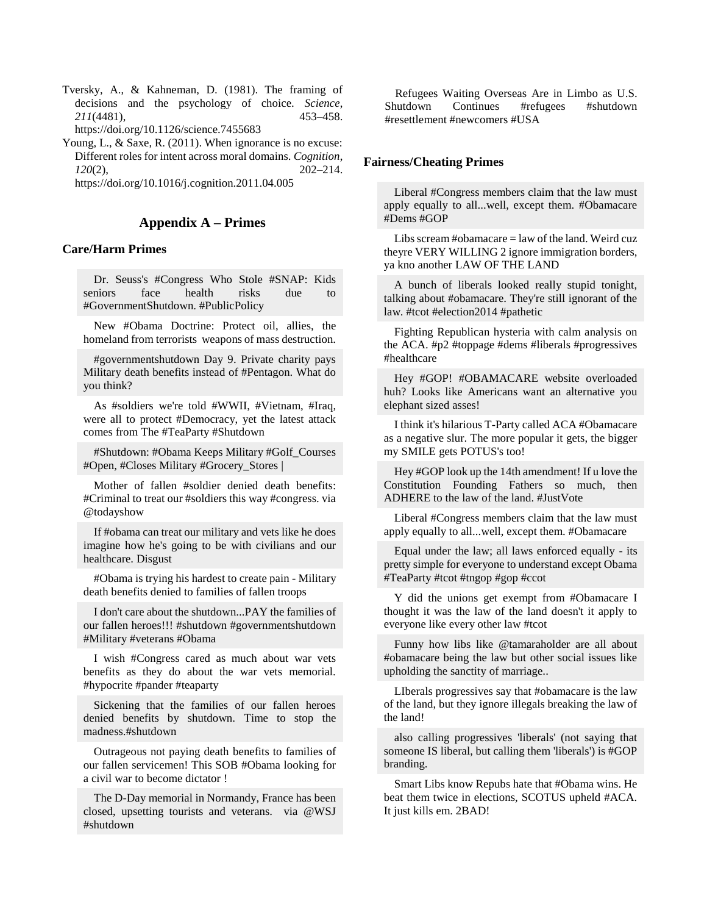Tversky, A., & Kahneman, D. (1981). The framing of decisions and the psychology of choice. *Science*, *211*(4481), 453–458. https://doi.org/10.1126/science.7455683

Young, L., & Saxe, R. (2011). When ignorance is no excuse: Different roles for intent across moral domains. *Cognition*, *120*(2), 202–214. https://doi.org/10.1016/j.cognition.2011.04.005

## Appendix A – Primes

### Care/Harm Primes

Dr. Seuss's #Congress Who Stole #SNAP: Kids seniors face health risks due to #GovernmentShutdown. #PublicPolicy

New #Obama Doctrine: Protect oil, allies, the homeland from terrorists weapons of mass destruction.

#governmentshutdown Day 9. Private charity pays Military death benefits instead of #Pentagon. What do you think?

As #soldiers we're told #WWII, #Vietnam, #Iraq, were all to protect #Democracy, yet the latest attack comes from The #TeaParty #Shutdown

#Shutdown: #Obama Keeps Military #Golf_Courses #Open, #Closes Military #Grocery_Stores |

Mother of fallen #soldier denied death benefits: #Criminal to treat our #soldiers this way #congress. via @todayshow

If #obama can treat our military and vets like he does imagine how he's going to be with civilians and our healthcare. Disgust

#Obama is trying his hardest to create pain - Military death benefits denied to families of fallen troops

I don't care about the shutdown...PAY the families of our fallen heroes!!! #shutdown #governmentshutdown #Military #veterans #Obama

I wish #Congress cared as much about war vets benefits as they do about the war vets memorial. #hypocrite #pander #teaparty

Sickening that the families of our fallen heroes denied benefits by shutdown. Time to stop the madness.#shutdown

Outrageous not paying death benefits to families of our fallen servicemen! This SOB #Obama looking for a civil war to become dictator !

The D-Day memorial in Normandy, France has been closed, upsetting tourists and veterans. via @WSJ #shutdown

Refugees Waiting Overseas Are in Limbo as U.S. Shutdown Continues #refugees #shutdown #resettlement #newcomers #USA

### Fairness/Cheating Primes

Liberal #Congress members claim that the law must apply equally to all...well, except them. #Obamacare #Dems #GOP

Libs scream #obamacare = law of the land. Weird cuz theyre VERY WILLING 2 ignore immigration borders, ya kno another LAW OF THE LAND

A bunch of liberals looked really stupid tonight, talking about #obamacare. They're still ignorant of the law. #tcot #election2014 #pathetic

Fighting Republican hysteria with calm analysis on the ACA. #p2 #toppage #dems #liberals #progressives #healthcare

Hey #GOP! #OBAMACARE website overloaded huh? Looks like Americans want an alternative you elephant sized asses!

I think it's hilarious T-Party called ACA #Obamacare as a negative slur. The more popular it gets, the bigger my SMILE gets POTUS's too!

Hey #GOP look up the 14th amendment! If u love the Constitution Founding Fathers so much, then ADHERE to the law of the land. #JustVote

Liberal #Congress members claim that the law must apply equally to all...well, except them. #Obamacare

Equal under the law; all laws enforced equally - its pretty simple for everyone to understand except Obama #TeaParty #tcot #tngop #gop #ccot

Y did the unions get exempt from #Obamacare I thought it was the law of the land doesn't it apply to everyone like every other law #tcot

Funny how libs like @tamaraholder are all about #obamacare being the law but other social issues like upholding the sanctity of marriage..

LIberals progressives say that #obamacare is the law of the land, but they ignore illegals breaking the law of the land!

also calling progressives 'liberals' (not saying that someone IS liberal, but calling them 'liberals') is #GOP branding.

Smart Libs know Repubs hate that #Obama wins. He beat them twice in elections, SCOTUS upheld #ACA. It just kills em. 2BAD!